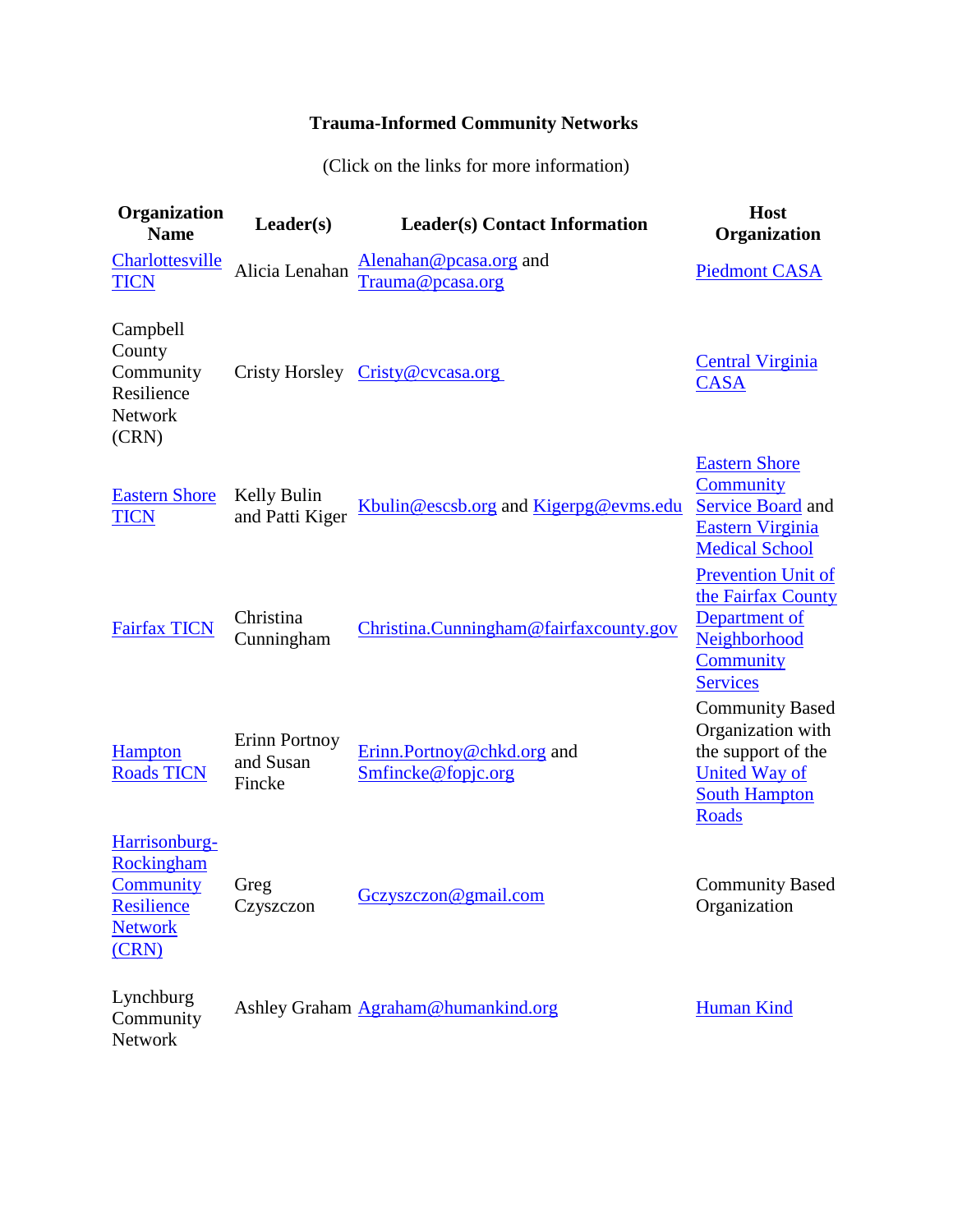**Trauma-Informed Community Networks**

(Click on the links for more information)

| Organization Name | Leader(s) | Leader(s) Contact Information | Host Organization |
|---|---|---|---|
| Charlottesville TICN | Alicia Lenahan | Alenahan@pcasa.org and Trauma@pcasa.org | Piedmont CASA |
| Campbell County Community Resilience Network (CRN) | Cristy Horsley | Cristy@cvcasa.org | Central Virginia CASA |
| Eastern Shore TICN | Kelly Bulin and Patti Kiger | Kbulin@escsb.org and Kigerpg@evms.edu | Eastern Shore Community Service Board and Eastern Virginia Medical School |
| Fairfax TICN | Christina Cunningham | Christina.Cunningham@fairfaxcounty.gov | Prevention Unit of the Fairfax County Department of Neighborhood Community Services |
| Hampton Roads TICN | Erinn Portnoy and Susan Fincke | Erinn.Portnoy@chkd.org and Smfincke@fopjc.org | Community Based Organization with the support of the United Way of South Hampton Roads |
| Harrisonburg-Rockingham Community Resilience Network (CRN) | Greg Czyszczon | Gczyszczon@gmail.com | Community Based Organization |
| Lynchburg Community Network | Ashley Graham | Agraham@humankind.org | Human Kind |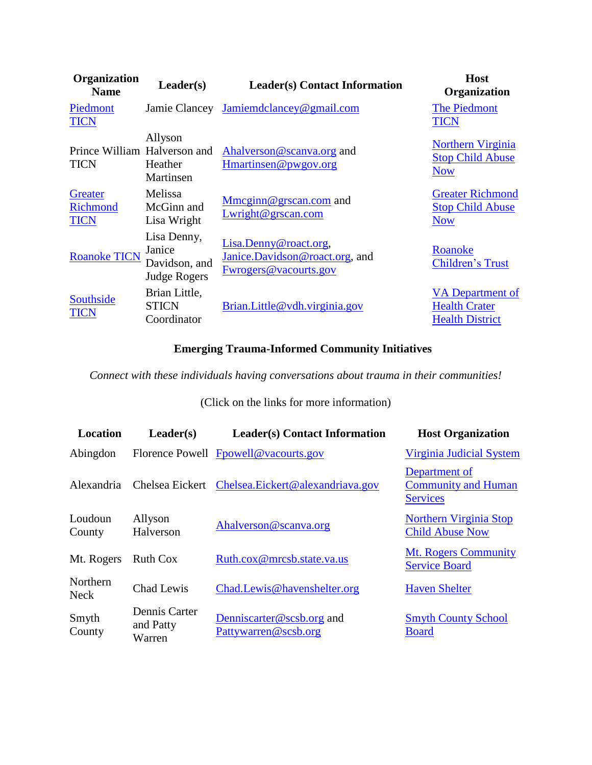| Organization Name | Leader(s) | Leader(s) Contact Information | Host Organization |
|---|---|---|---|
| Piedmont TICN | Jamie Clancey | Jamiemdclancey@gmail.com | The Piedmont TICN |
| Prince William TICN | Allyson Halverson and Heather Martinsen | Ahalverson@scanva.org and Hmartinsen@pwgov.org | Northern Virginia Stop Child Abuse Now |
| Greater Richmond TICN | Melissa McGinn and Lisa Wright | Mmcginn@grscan.com and Lwright@grscan.com | Greater Richmond Stop Child Abuse Now |
| Roanoke TICN | Lisa Denny, Janice Davidson, and Judge Rogers | Lisa.Denny@roact.org, Janice.Davidson@roact.org, and Fwrogers@vacourts.gov | Roanoke Children's Trust |
| Southside TICN | Brian Little, STICN Coordinator | Brian.Little@vdh.virginia.gov | VA Department of Health Crater Health District |

## Emerging Trauma-Informed Community Initiatives

*Connect with these individuals having conversations about trauma in their communities!*

(Click on the links for more information)

| Location | Leader(s) | Leader(s) Contact Information | Host Organization |
|---|---|---|---|
| Abingdon | Florence Powell | Fpowell@vacourts.gov | Virginia Judicial System |
| Alexandria | Chelsea Eickert | Chelsea.Eickert@alexandriava.gov | Department of Community and Human Services |
| Loudoun County | Allyson Halverson | Ahalverson@scanva.org | Northern Virginia Stop Child Abuse Now |
| Mt. Rogers | Ruth Cox | Ruth.cox@mrcsb.state.va.us | Mt. Rogers Community Service Board |
| Northern Neck | Chad Lewis | Chad.Lewis@havenshelter.org | Haven Shelter |
| Smyth County | Dennis Carter and Patty Warren | Denniscarter@scsb.org and Pattywarren@scsb.org | Smyth County School Board |